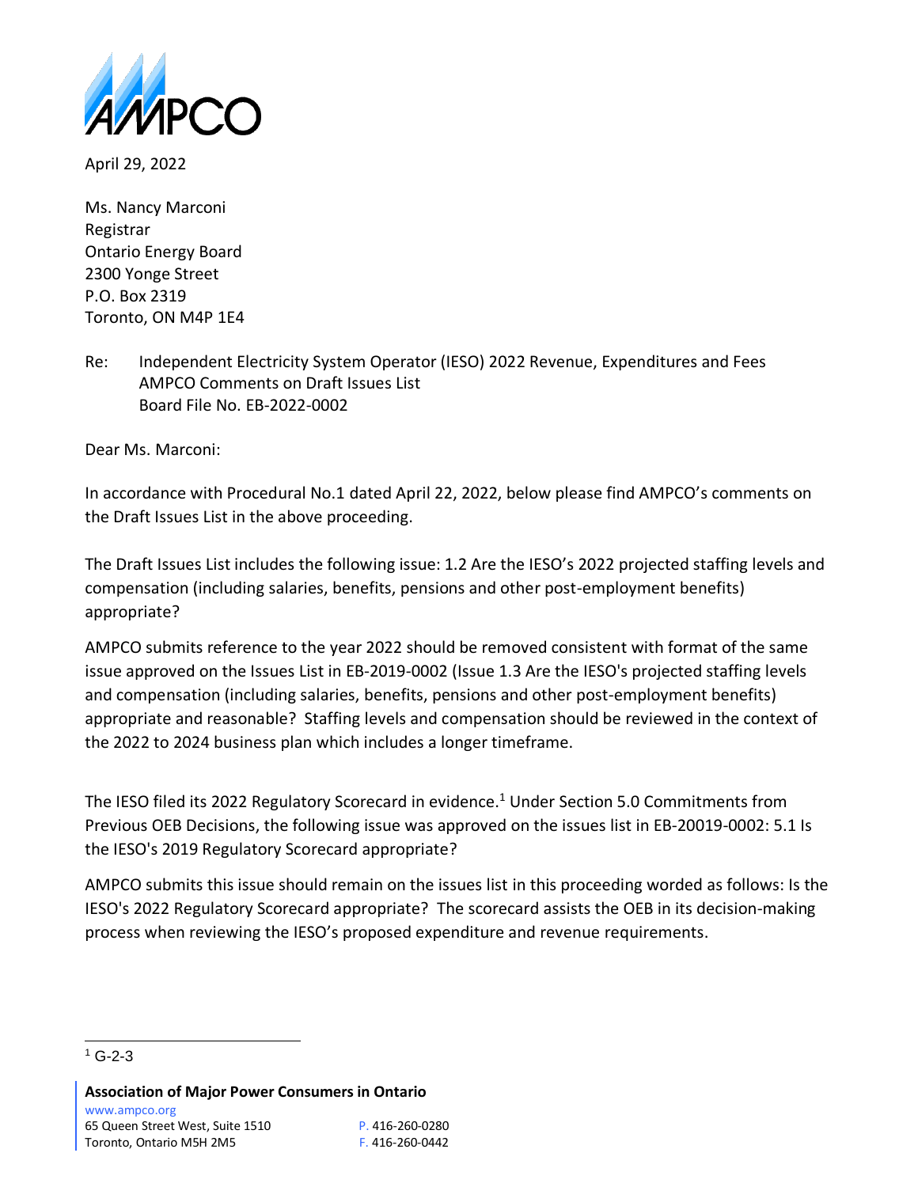AMPCO

April 29, 2022

Ms. Nancy Marconi
Registrar
Ontario Energy Board
2300 Yonge Street
P.O. Box 2319
Toronto, ON M4P 1E4

Re: Independent Electricity System Operator (IESO) 2022 Revenue, Expenditures and Fees
AMPCO Comments on Draft Issues List
Board File No. EB-2022-0002

Dear Ms. Marconi:

In accordance with Procedural No.1 dated April 22, 2022, below please find AMPCO's comments on the Draft Issues List in the above proceeding.

The Draft Issues List includes the following issue: 1.2 Are the IESO's 2022 projected staffing levels and compensation (including salaries, benefits, pensions and other post-employment benefits) appropriate?

AMPCO submits reference to the year 2022 should be removed consistent with format of the same issue approved on the Issues List in EB-2019-0002 (Issue 1.3 Are the IESO's projected staffing levels and compensation (including salaries, benefits, pensions and other post-employment benefits) appropriate and reasonable? Staffing levels and compensation should be reviewed in the context of the 2022 to 2024 business plan which includes a longer timeframe.

The IESO filed its 2022 Regulatory Scorecard in evidence.[1] Under Section 5.0 Commitments from Previous OEB Decisions, the following issue was approved on the issues list in EB-20019-0002: 5.1 Is the IESO's 2019 Regulatory Scorecard appropriate?

AMPCO submits this issue should remain on the issues list in this proceeding worded as follows: Is the IESO's 2022 Regulatory Scorecard appropriate? The scorecard assists the OEB in its decision-making process when reviewing the IESO's proposed expenditure and revenue requirements.

[1] G-2-3

**Association of Major Power Consumers in Ontario**
www.ampco.org
65 Queen Street West, Suite 1510
Toronto, Ontario M5H 2M5
P. 416-260-0280
F. 416-260-0442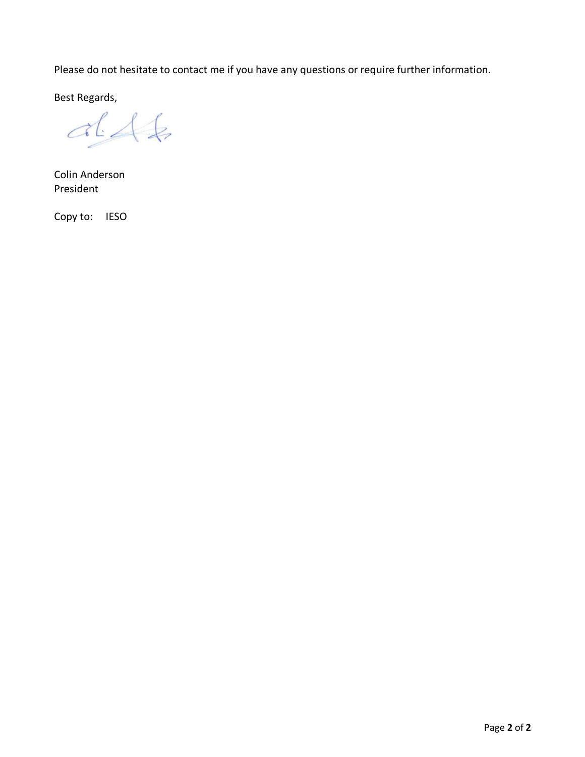Please do not hesitate to contact me if you have any questions or require further information.

Best Regards,

Colin Anderson
President

Copy to: IESO